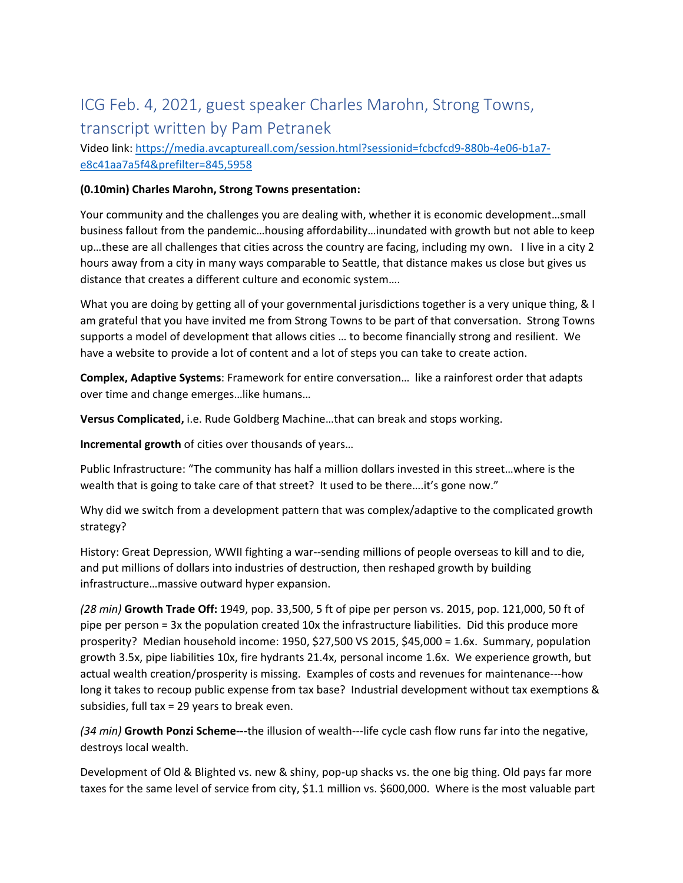# ICG Feb. 4, 2021, guest speaker Charles Marohn, Strong Towns, transcript written by Pam Petranek

Video link: [https://media.avcaptureall.com/session.html?sessionid=fcbcfcd9-880b-4e06-b1a7-e8c41aa7a5f4&prefilter=845,5958](https://media.avcaptureall.com/session.html?sessionid=fcbcfcd9-880b-4e06-b1a7-e8c41aa7a5f4&prefilter=845,5958)

**(0.10min) Charles Marohn, Strong Towns presentation:**

Your community and the challenges you are dealing with, whether it is economic development…small business fallout from the pandemic…housing affordability…inundated with growth but not able to keep up…these are all challenges that cities across the country are facing, including my own. I live in a city 2 hours away from a city in many ways comparable to Seattle, that distance makes us close but gives us distance that creates a different culture and economic system….

What you are doing by getting all of your governmental jurisdictions together is a very unique thing, & I am grateful that you have invited me from Strong Towns to be part of that conversation. Strong Towns supports a model of development that allows cities … to become financially strong and resilient. We have a website to provide a lot of content and a lot of steps you can take to create action.

**Complex, Adaptive Systems**: Framework for entire conversation… like a rainforest order that adapts over time and change emerges…like humans…

**Versus Complicated,** i.e. Rude Goldberg Machine…that can break and stops working.

**Incremental growth** of cities over thousands of years…

Public Infrastructure: "The community has half a million dollars invested in this street…where is the wealth that is going to take care of that street? It used to be there….it's gone now."

Why did we switch from a development pattern that was complex/adaptive to the complicated growth strategy?

History: Great Depression, WWII fighting a war--sending millions of people overseas to kill and to die, and put millions of dollars into industries of destruction, then reshaped growth by building infrastructure…massive outward hyper expansion.

*(28 min)* **Growth Trade Off:** 1949, pop. 33,500, 5 ft of pipe per person vs. 2015, pop. 121,000, 50 ft of pipe per person = 3x the population created 10x the infrastructure liabilities. Did this produce more prosperity? Median household income: 1950, $27,500 VS 2015, $45,000 = 1.6x. Summary, population growth 3.5x, pipe liabilities 10x, fire hydrants 21.4x, personal income 1.6x. We experience growth, but actual wealth creation/prosperity is missing. Examples of costs and revenues for maintenance---how long it takes to recoup public expense from tax base? Industrial development without tax exemptions & subsidies, full tax = 29 years to break even.

*(34 min)* **Growth Ponzi Scheme---**the illusion of wealth---life cycle cash flow runs far into the negative, destroys local wealth.

Development of Old & Blighted vs. new & shiny, pop-up shacks vs. the one big thing. Old pays far more taxes for the same level of service from city, $1.1 million vs. $600,000. Where is the most valuable part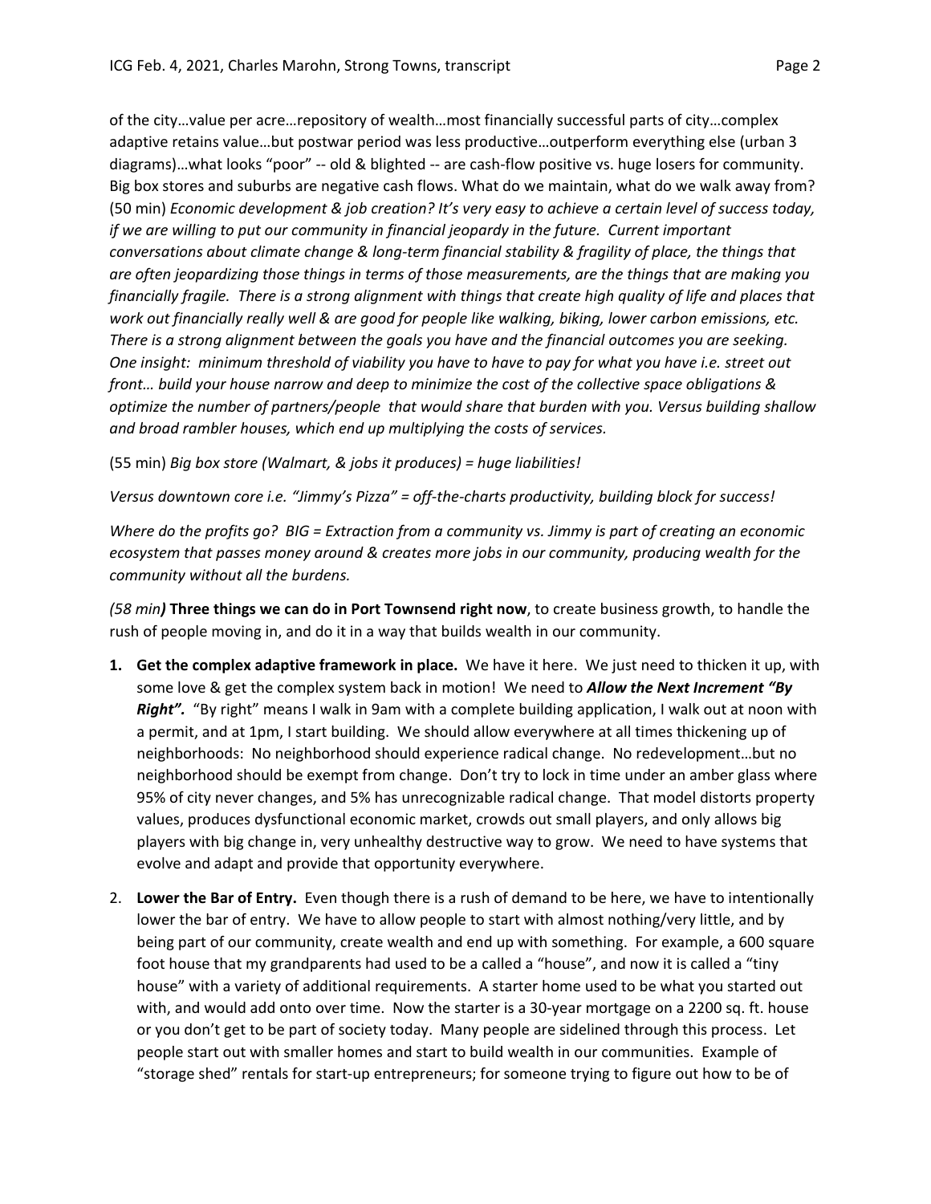of the city…value per acre…repository of wealth…most financially successful parts of city…complex adaptive retains value…but postwar period was less productive…outperform everything else (urban 3 diagrams)…what looks "poor" -- old & blighted -- are cash-flow positive vs. huge losers for community. Big box stores and suburbs are negative cash flows. What do we maintain, what do we walk away from? (50 min) *Economic development & job creation? It's very easy to achieve a certain level of success today, if we are willing to put our community in financial jeopardy in the future. Current important conversations about climate change & long-term financial stability & fragility of place, the things that are often jeopardizing those things in terms of those measurements, are the things that are making you financially fragile. There is a strong alignment with things that create high quality of life and places that work out financially really well & are good for people like walking, biking, lower carbon emissions, etc. There is a strong alignment between the goals you have and the financial outcomes you are seeking. One insight: minimum threshold of viability you have to have to pay for what you have i.e. street out front… build your house narrow and deep to minimize the cost of the collective space obligations & optimize the number of partners/people that would share that burden with you. Versus building shallow and broad rambler houses, which end up multiplying the costs of services.*

(55 min) *Big box store (Walmart, & jobs it produces) = huge liabilities!*

*Versus downtown core i.e. "Jimmy's Pizza" = off-the-charts productivity, building block for success!*

*Where do the profits go? BIG = Extraction from a community vs. Jimmy is part of creating an economic ecosystem that passes money around & creates more jobs in our community, producing wealth for the community without all the burdens.*

*(58 min)* **Three things we can do in Port Townsend right now**, to create business growth, to handle the rush of people moving in, and do it in a way that builds wealth in our community.

1. **Get the complex adaptive framework in place.** We have it here. We just need to thicken it up, with some love & get the complex system back in motion! We need to ***Allow the Next Increment "By Right".*** "By right" means I walk in 9am with a complete building application, I walk out at noon with a permit, and at 1pm, I start building. We should allow everywhere at all times thickening up of neighborhoods: No neighborhood should experience radical change. No redevelopment…but no neighborhood should be exempt from change. Don't try to lock in time under an amber glass where 95% of city never changes, and 5% has unrecognizable radical change. That model distorts property values, produces dysfunctional economic market, crowds out small players, and only allows big players with big change in, very unhealthy destructive way to grow. We need to have systems that evolve and adapt and provide that opportunity everywhere.

2. **Lower the Bar of Entry.** Even though there is a rush of demand to be here, we have to intentionally lower the bar of entry. We have to allow people to start with almost nothing/very little, and by being part of our community, create wealth and end up with something. For example, a 600 square foot house that my grandparents had used to be a called a "house", and now it is called a "tiny house" with a variety of additional requirements. A starter home used to be what you started out with, and would add onto over time. Now the starter is a 30-year mortgage on a 2200 sq. ft. house or you don't get to be part of society today. Many people are sidelined through this process. Let people start out with smaller homes and start to build wealth in our communities. Example of "storage shed" rentals for start-up entrepreneurs; for someone trying to figure out how to be of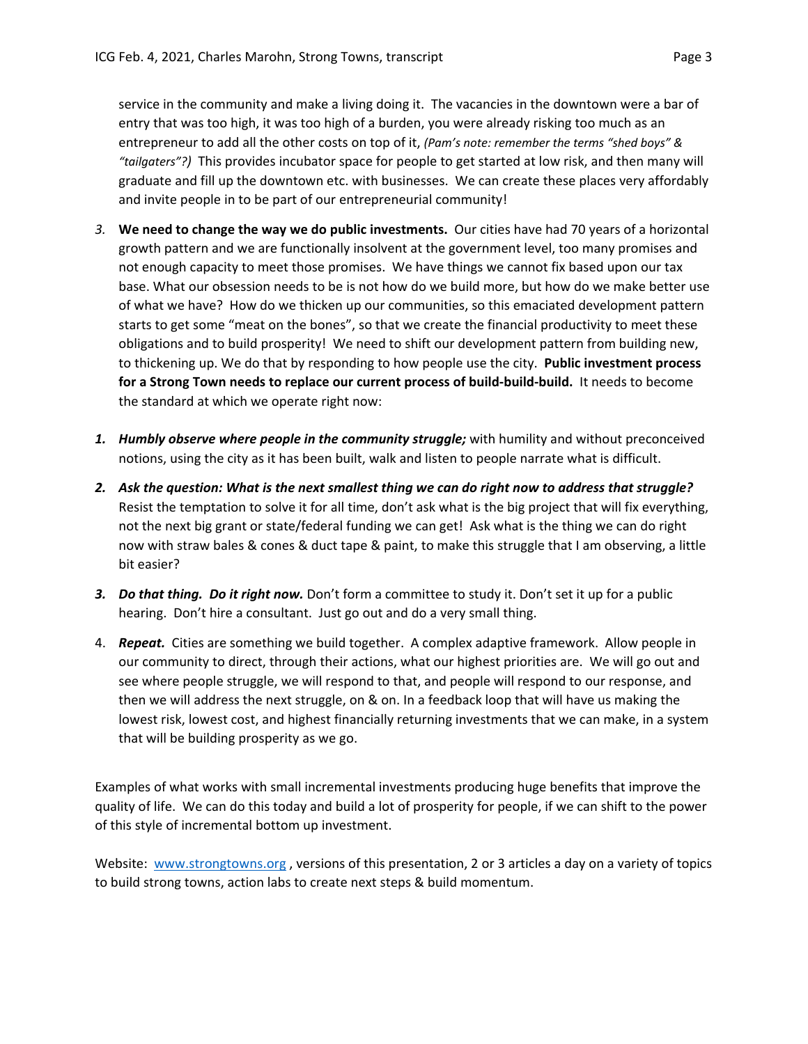service in the community and make a living doing it. The vacancies in the downtown were a bar of entry that was too high, it was too high of a burden, you were already risking too much as an entrepreneur to add all the other costs on top of it, *(Pam's note: remember the terms "shed boys" & "tailgaters"?)* This provides incubator space for people to get started at low risk, and then many will graduate and fill up the downtown etc. with businesses. We can create these places very affordably and invite people in to be part of our entrepreneurial community!

*3.* **We need to change the way we do public investments.** Our cities have had 70 years of a horizontal growth pattern and we are functionally insolvent at the government level, too many promises and not enough capacity to meet those promises. We have things we cannot fix based upon our tax base. What our obsession needs to be is not how do we build more, but how do we make better use of what we have? How do we thicken up our communities, so this emaciated development pattern starts to get some "meat on the bones", so that we create the financial productivity to meet these obligations and to build prosperity! We need to shift our development pattern from building new, to thickening up. We do that by responding to how people use the city. **Public investment process for a Strong Town needs to replace our current process of build-build-build.** It needs to become the standard at which we operate right now:

1. ***Humbly observe where people in the community struggle;*** with humility and without preconceived notions, using the city as it has been built, walk and listen to people narrate what is difficult.
2. ***Ask the question: What is the next smallest thing we can do right now to address that struggle?*** Resist the temptation to solve it for all time, don't ask what is the big project that will fix everything, not the next big grant or state/federal funding we can get! Ask what is the thing we can do right now with straw bales & cones & duct tape & paint, to make this struggle that I am observing, a little bit easier?
3. ***Do that thing. Do it right now.*** Don't form a committee to study it. Don't set it up for a public hearing. Don't hire a consultant. Just go out and do a very small thing.
4. ***Repeat.*** Cities are something we build together. A complex adaptive framework. Allow people in our community to direct, through their actions, what our highest priorities are. We will go out and see where people struggle, we will respond to that, and people will respond to our response, and then we will address the next struggle, on & on. In a feedback loop that will have us making the lowest risk, lowest cost, and highest financially returning investments that we can make, in a system that will be building prosperity as we go.

Examples of what works with small incremental investments producing huge benefits that improve the quality of life. We can do this today and build a lot of prosperity for people, if we can shift to the power of this style of incremental bottom up investment.

Website: [www.strongtowns.org](http://www.strongtowns.org) , versions of this presentation, 2 or 3 articles a day on a variety of topics to build strong towns, action labs to create next steps & build momentum.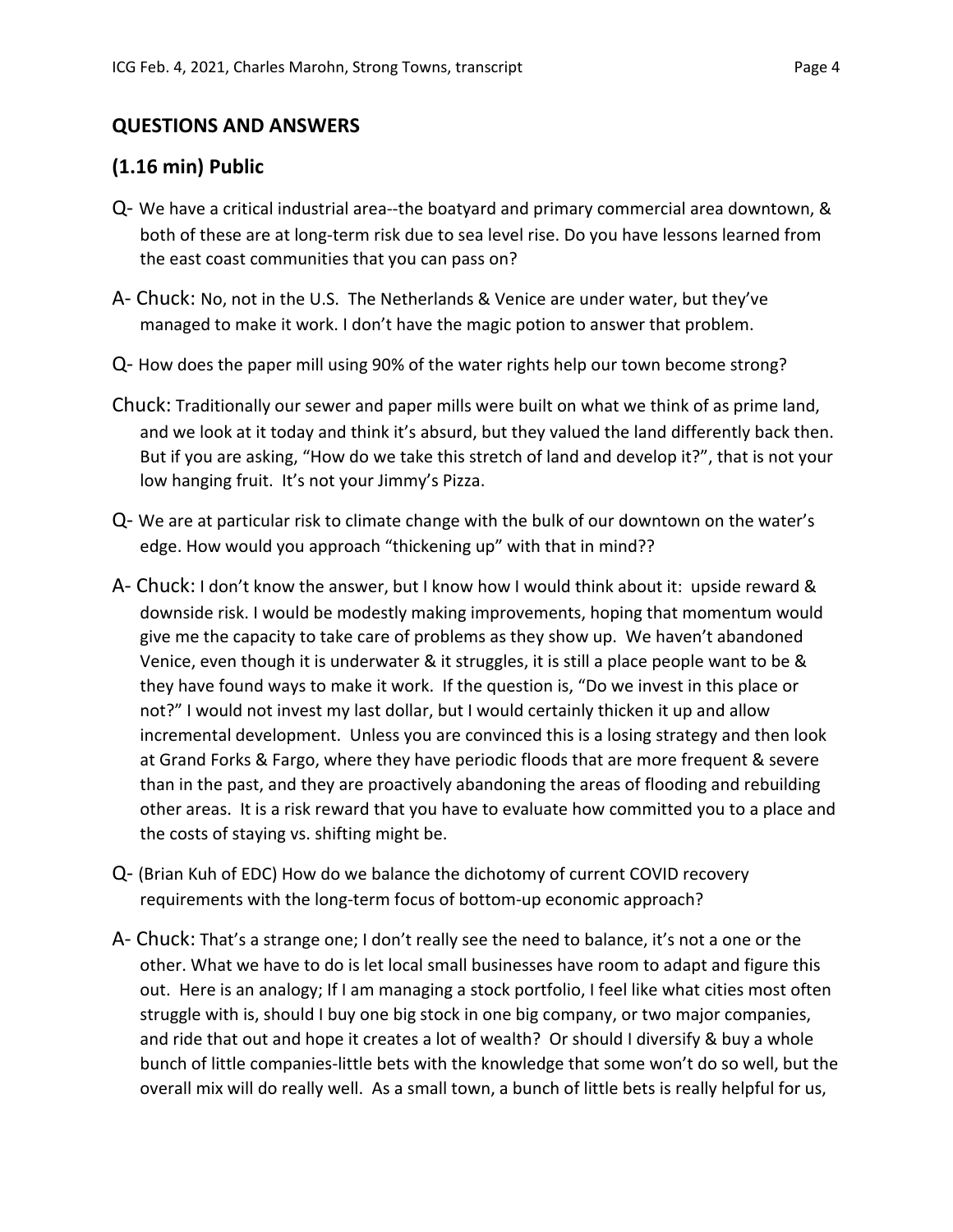## QUESTIONS AND ANSWERS

## (1.16 min) Public

Q- We have a critical industrial area--the boatyard and primary commercial area downtown, & both of these are at long-term risk due to sea level rise. Do you have lessons learned from the east coast communities that you can pass on?

A- Chuck: No, not in the U.S. The Netherlands & Venice are under water, but they've managed to make it work. I don't have the magic potion to answer that problem.

Q- How does the paper mill using 90% of the water rights help our town become strong?

Chuck: Traditionally our sewer and paper mills were built on what we think of as prime land, and we look at it today and think it's absurd, but they valued the land differently back then. But if you are asking, "How do we take this stretch of land and develop it?", that is not your low hanging fruit. It's not your Jimmy's Pizza.

Q- We are at particular risk to climate change with the bulk of our downtown on the water's edge. How would you approach "thickening up" with that in mind??

A- Chuck: I don't know the answer, but I know how I would think about it: upside reward & downside risk. I would be modestly making improvements, hoping that momentum would give me the capacity to take care of problems as they show up. We haven't abandoned Venice, even though it is underwater & it struggles, it is still a place people want to be & they have found ways to make it work. If the question is, "Do we invest in this place or not?" I would not invest my last dollar, but I would certainly thicken it up and allow incremental development. Unless you are convinced this is a losing strategy and then look at Grand Forks & Fargo, where they have periodic floods that are more frequent & severe than in the past, and they are proactively abandoning the areas of flooding and rebuilding other areas. It is a risk reward that you have to evaluate how committed you to a place and the costs of staying vs. shifting might be.

Q- (Brian Kuh of EDC) How do we balance the dichotomy of current COVID recovery requirements with the long-term focus of bottom-up economic approach?

A- Chuck: That's a strange one; I don't really see the need to balance, it's not a one or the other. What we have to do is let local small businesses have room to adapt and figure this out. Here is an analogy; If I am managing a stock portfolio, I feel like what cities most often struggle with is, should I buy one big stock in one big company, or two major companies, and ride that out and hope it creates a lot of wealth? Or should I diversify & buy a whole bunch of little companies-little bets with the knowledge that some won't do so well, but the overall mix will do really well. As a small town, a bunch of little bets is really helpful for us,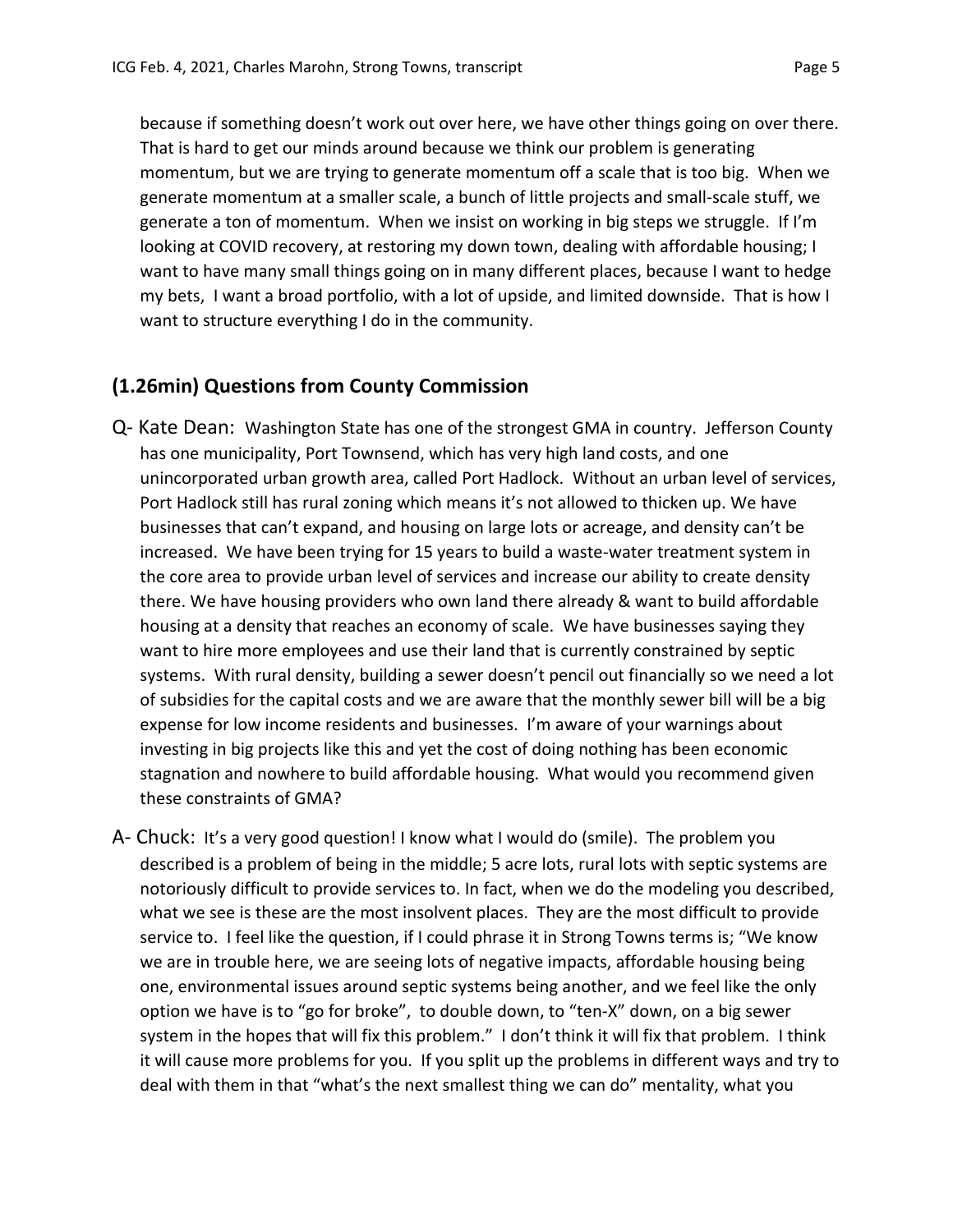because if something doesn't work out over here, we have other things going on over there. That is hard to get our minds around because we think our problem is generating momentum, but we are trying to generate momentum off a scale that is too big. When we generate momentum at a smaller scale, a bunch of little projects and small-scale stuff, we generate a ton of momentum. When we insist on working in big steps we struggle. If I'm looking at COVID recovery, at restoring my down town, dealing with affordable housing; I want to have many small things going on in many different places, because I want to hedge my bets, I want a broad portfolio, with a lot of upside, and limited downside. That is how I want to structure everything I do in the community.

## (1.26min) Questions from County Commission

Q- Kate Dean: Washington State has one of the strongest GMA in country. Jefferson County has one municipality, Port Townsend, which has very high land costs, and one unincorporated urban growth area, called Port Hadlock. Without an urban level of services, Port Hadlock still has rural zoning which means it's not allowed to thicken up. We have businesses that can't expand, and housing on large lots or acreage, and density can't be increased. We have been trying for 15 years to build a waste-water treatment system in the core area to provide urban level of services and increase our ability to create density there. We have housing providers who own land there already & want to build affordable housing at a density that reaches an economy of scale. We have businesses saying they want to hire more employees and use their land that is currently constrained by septic systems. With rural density, building a sewer doesn't pencil out financially so we need a lot of subsidies for the capital costs and we are aware that the monthly sewer bill will be a big expense for low income residents and businesses. I'm aware of your warnings about investing in big projects like this and yet the cost of doing nothing has been economic stagnation and nowhere to build affordable housing. What would you recommend given these constraints of GMA?

A- Chuck: It's a very good question! I know what I would do (smile). The problem you described is a problem of being in the middle; 5 acre lots, rural lots with septic systems are notoriously difficult to provide services to. In fact, when we do the modeling you described, what we see is these are the most insolvent places. They are the most difficult to provide service to. I feel like the question, if I could phrase it in Strong Towns terms is; "We know we are in trouble here, we are seeing lots of negative impacts, affordable housing being one, environmental issues around septic systems being another, and we feel like the only option we have is to "go for broke", to double down, to "ten-X" down, on a big sewer system in the hopes that will fix this problem." I don't think it will fix that problem. I think it will cause more problems for you. If you split up the problems in different ways and try to deal with them in that "what's the next smallest thing we can do" mentality, what you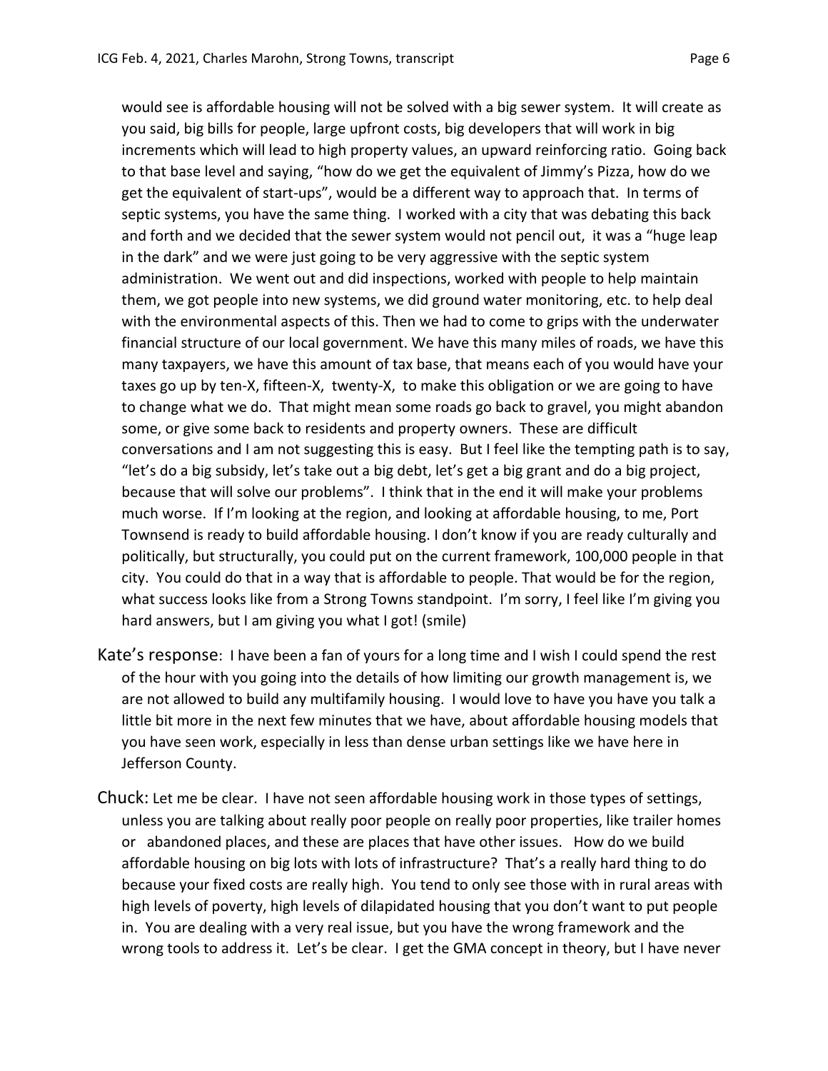would see is affordable housing will not be solved with a big sewer system. It will create as you said, big bills for people, large upfront costs, big developers that will work in big increments which will lead to high property values, an upward reinforcing ratio. Going back to that base level and saying, "how do we get the equivalent of Jimmy's Pizza, how do we get the equivalent of start-ups", would be a different way to approach that. In terms of septic systems, you have the same thing. I worked with a city that was debating this back and forth and we decided that the sewer system would not pencil out, it was a "huge leap in the dark" and we were just going to be very aggressive with the septic system administration. We went out and did inspections, worked with people to help maintain them, we got people into new systems, we did ground water monitoring, etc. to help deal with the environmental aspects of this. Then we had to come to grips with the underwater financial structure of our local government. We have this many miles of roads, we have this many taxpayers, we have this amount of tax base, that means each of you would have your taxes go up by ten-X, fifteen-X, twenty-X, to make this obligation or we are going to have to change what we do. That might mean some roads go back to gravel, you might abandon some, or give some back to residents and property owners. These are difficult conversations and I am not suggesting this is easy. But I feel like the tempting path is to say, "let's do a big subsidy, let's take out a big debt, let's get a big grant and do a big project, because that will solve our problems". I think that in the end it will make your problems much worse. If I'm looking at the region, and looking at affordable housing, to me, Port Townsend is ready to build affordable housing. I don't know if you are ready culturally and politically, but structurally, you could put on the current framework, 100,000 people in that city. You could do that in a way that is affordable to people. That would be for the region, what success looks like from a Strong Towns standpoint. I'm sorry, I feel like I'm giving you hard answers, but I am giving you what I got! (smile)

Kate's response: I have been a fan of yours for a long time and I wish I could spend the rest of the hour with you going into the details of how limiting our growth management is, we are not allowed to build any multifamily housing. I would love to have you have you talk a little bit more in the next few minutes that we have, about affordable housing models that you have seen work, especially in less than dense urban settings like we have here in Jefferson County.

Chuck: Let me be clear. I have not seen affordable housing work in those types of settings, unless you are talking about really poor people on really poor properties, like trailer homes or abandoned places, and these are places that have other issues. How do we build affordable housing on big lots with lots of infrastructure? That's a really hard thing to do because your fixed costs are really high. You tend to only see those with in rural areas with high levels of poverty, high levels of dilapidated housing that you don't want to put people in. You are dealing with a very real issue, but you have the wrong framework and the wrong tools to address it. Let's be clear. I get the GMA concept in theory, but I have never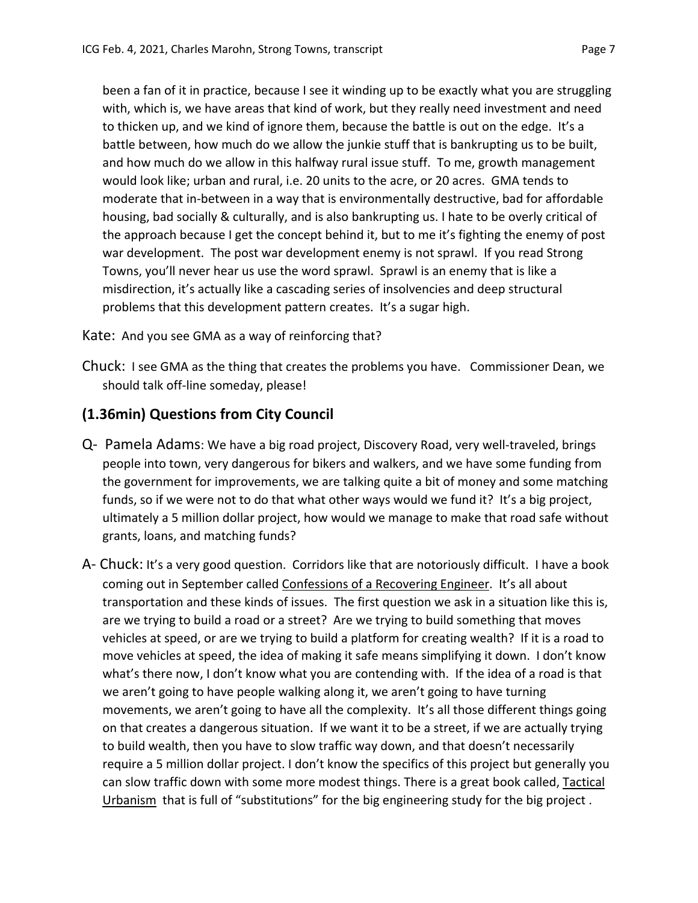been a fan of it in practice, because I see it winding up to be exactly what you are struggling with, which is, we have areas that kind of work, but they really need investment and need to thicken up, and we kind of ignore them, because the battle is out on the edge. It's a battle between, how much do we allow the junkie stuff that is bankrupting us to be built, and how much do we allow in this halfway rural issue stuff. To me, growth management would look like; urban and rural, i.e. 20 units to the acre, or 20 acres. GMA tends to moderate that in-between in a way that is environmentally destructive, bad for affordable housing, bad socially & culturally, and is also bankrupting us. I hate to be overly critical of the approach because I get the concept behind it, but to me it's fighting the enemy of post war development. The post war development enemy is not sprawl. If you read Strong Towns, you'll never hear us use the word sprawl. Sprawl is an enemy that is like a misdirection, it's actually like a cascading series of insolvencies and deep structural problems that this development pattern creates. It's a sugar high.

Kate: And you see GMA as a way of reinforcing that?

Chuck: I see GMA as the thing that creates the problems you have. Commissioner Dean, we should talk off-line someday, please!

## (1.36min) Questions from City Council

Q- Pamela Adams: We have a big road project, Discovery Road, very well-traveled, brings people into town, very dangerous for bikers and walkers, and we have some funding from the government for improvements, we are talking quite a bit of money and some matching funds, so if we were not to do that what other ways would we fund it? It's a big project, ultimately a 5 million dollar project, how would we manage to make that road safe without grants, loans, and matching funds?

A- Chuck: It's a very good question. Corridors like that are notoriously difficult. I have a book coming out in September called Confessions of a Recovering Engineer. It's all about transportation and these kinds of issues. The first question we ask in a situation like this is, are we trying to build a road or a street? Are we trying to build something that moves vehicles at speed, or are we trying to build a platform for creating wealth? If it is a road to move vehicles at speed, the idea of making it safe means simplifying it down. I don't know what's there now, I don't know what you are contending with. If the idea of a road is that we aren't going to have people walking along it, we aren't going to have turning movements, we aren't going to have all the complexity. It's all those different things going on that creates a dangerous situation. If we want it to be a street, if we are actually trying to build wealth, then you have to slow traffic way down, and that doesn't necessarily require a 5 million dollar project. I don't know the specifics of this project but generally you can slow traffic down with some more modest things. There is a great book called, Tactical Urbanism that is full of "substitutions" for the big engineering study for the big project .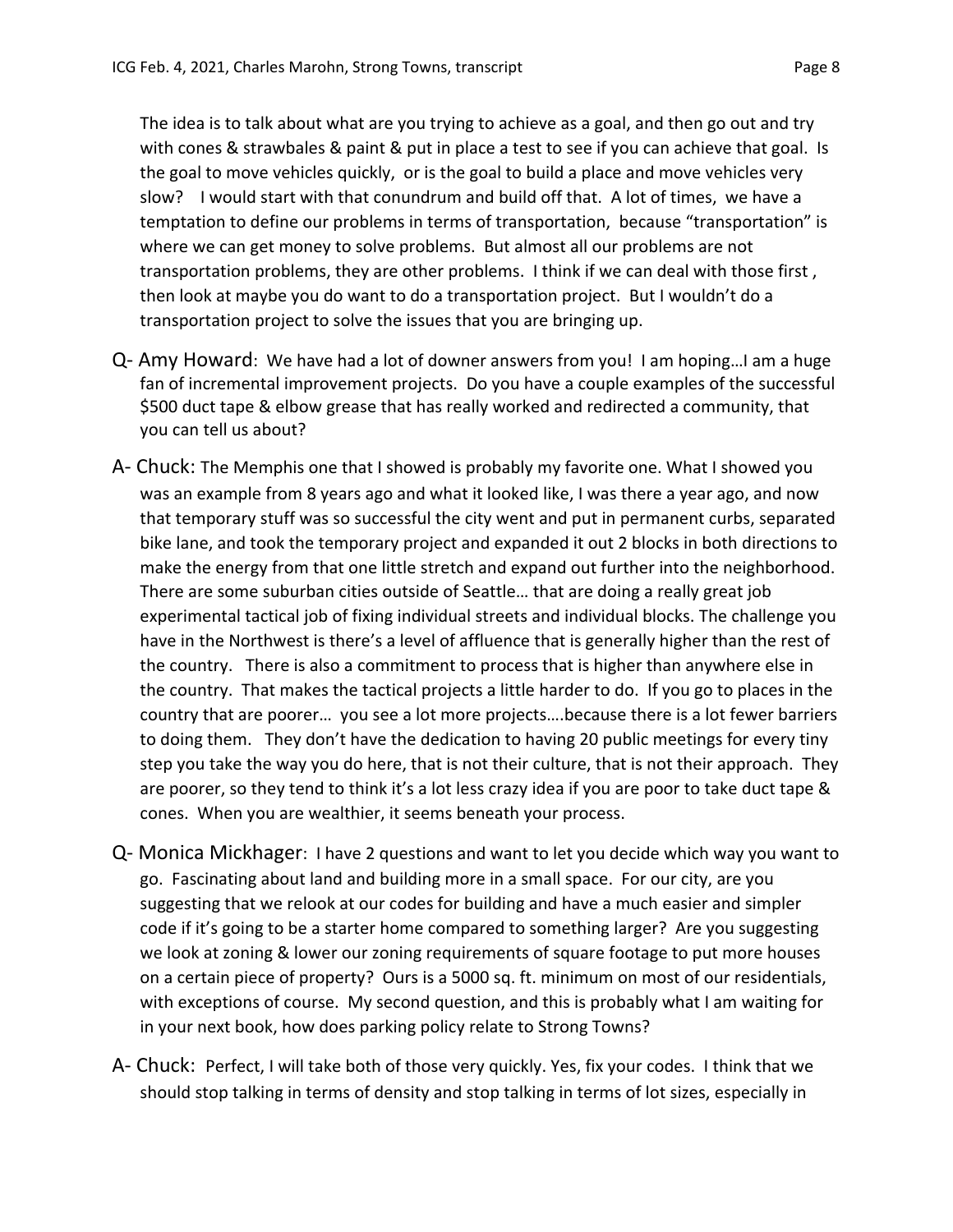The idea is to talk about what are you trying to achieve as a goal, and then go out and try with cones & strawbales & paint & put in place a test to see if you can achieve that goal. Is the goal to move vehicles quickly, or is the goal to build a place and move vehicles very slow? I would start with that conundrum and build off that. A lot of times, we have a temptation to define our problems in terms of transportation, because "transportation" is where we can get money to solve problems. But almost all our problems are not transportation problems, they are other problems. I think if we can deal with those first , then look at maybe you do want to do a transportation project. But I wouldn't do a transportation project to solve the issues that you are bringing up.

Q- Amy Howard: We have had a lot of downer answers from you! I am hoping…I am a huge fan of incremental improvement projects. Do you have a couple examples of the successful $500 duct tape & elbow grease that has really worked and redirected a community, that you can tell us about?

A- Chuck: The Memphis one that I showed is probably my favorite one. What I showed you was an example from 8 years ago and what it looked like, I was there a year ago, and now that temporary stuff was so successful the city went and put in permanent curbs, separated bike lane, and took the temporary project and expanded it out 2 blocks in both directions to make the energy from that one little stretch and expand out further into the neighborhood. There are some suburban cities outside of Seattle… that are doing a really great job experimental tactical job of fixing individual streets and individual blocks. The challenge you have in the Northwest is there's a level of affluence that is generally higher than the rest of the country. There is also a commitment to process that is higher than anywhere else in the country. That makes the tactical projects a little harder to do. If you go to places in the country that are poorer… you see a lot more projects….because there is a lot fewer barriers to doing them. They don't have the dedication to having 20 public meetings for every tiny step you take the way you do here, that is not their culture, that is not their approach. They are poorer, so they tend to think it's a lot less crazy idea if you are poor to take duct tape & cones. When you are wealthier, it seems beneath your process.

Q- Monica Mickhager: I have 2 questions and want to let you decide which way you want to go. Fascinating about land and building more in a small space. For our city, are you suggesting that we relook at our codes for building and have a much easier and simpler code if it's going to be a starter home compared to something larger? Are you suggesting we look at zoning & lower our zoning requirements of square footage to put more houses on a certain piece of property? Ours is a 5000 sq. ft. minimum on most of our residentials, with exceptions of course. My second question, and this is probably what I am waiting for in your next book, how does parking policy relate to Strong Towns?

A- Chuck: Perfect, I will take both of those very quickly. Yes, fix your codes. I think that we should stop talking in terms of density and stop talking in terms of lot sizes, especially in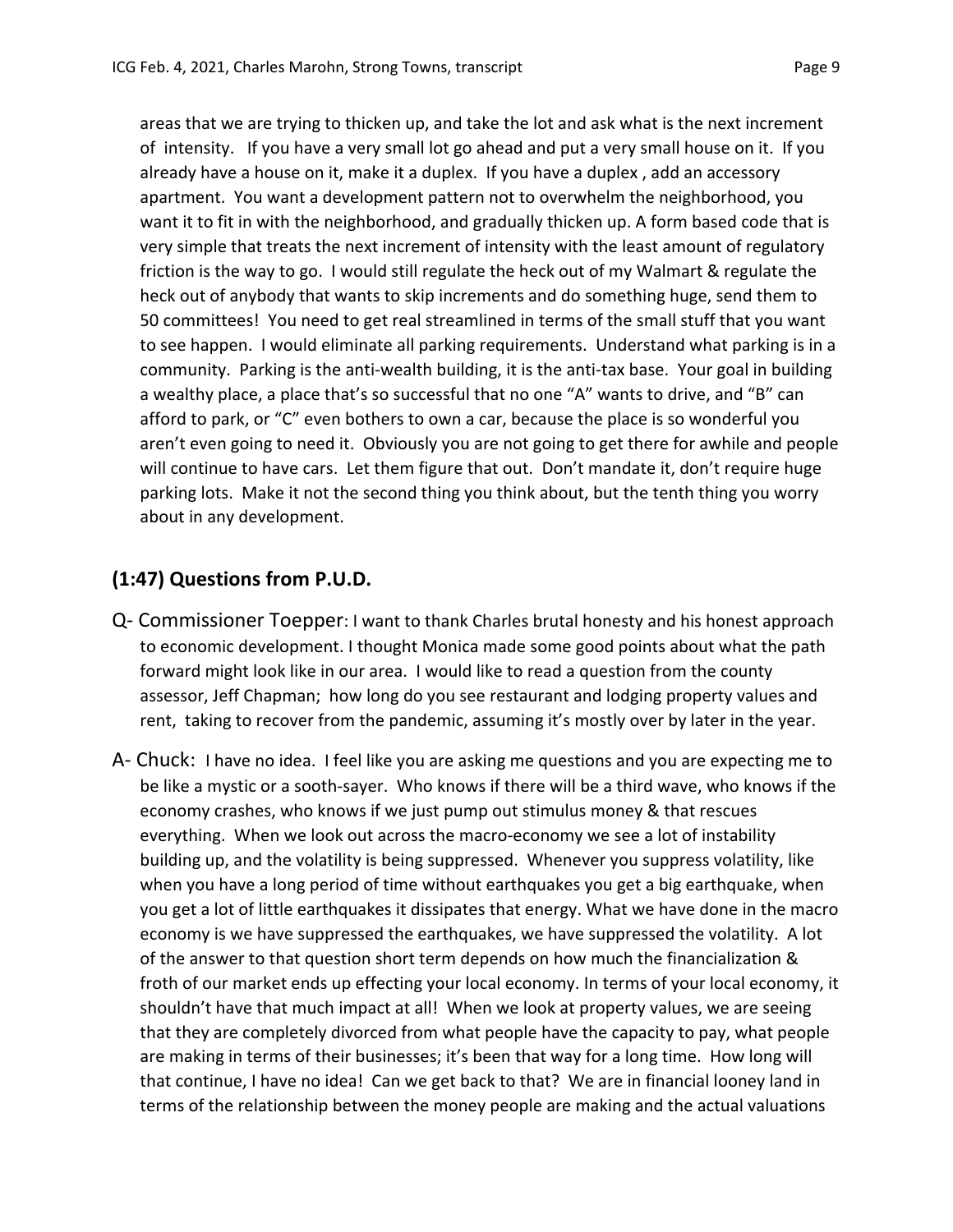areas that we are trying to thicken up, and take the lot and ask what is the next increment of intensity. If you have a very small lot go ahead and put a very small house on it. If you already have a house on it, make it a duplex. If you have a duplex , add an accessory apartment. You want a development pattern not to overwhelm the neighborhood, you want it to fit in with the neighborhood, and gradually thicken up. A form based code that is very simple that treats the next increment of intensity with the least amount of regulatory friction is the way to go. I would still regulate the heck out of my Walmart & regulate the heck out of anybody that wants to skip increments and do something huge, send them to 50 committees! You need to get real streamlined in terms of the small stuff that you want to see happen. I would eliminate all parking requirements. Understand what parking is in a community. Parking is the anti-wealth building, it is the anti-tax base. Your goal in building a wealthy place, a place that's so successful that no one "A" wants to drive, and "B" can afford to park, or "C" even bothers to own a car, because the place is so wonderful you aren't even going to need it. Obviously you are not going to get there for awhile and people will continue to have cars. Let them figure that out. Don't mandate it, don't require huge parking lots. Make it not the second thing you think about, but the tenth thing you worry about in any development.

## (1:47) Questions from P.U.D.

Q- Commissioner Toepper: I want to thank Charles brutal honesty and his honest approach to economic development. I thought Monica made some good points about what the path forward might look like in our area. I would like to read a question from the county assessor, Jeff Chapman; how long do you see restaurant and lodging property values and rent, taking to recover from the pandemic, assuming it's mostly over by later in the year.

A- Chuck: I have no idea. I feel like you are asking me questions and you are expecting me to be like a mystic or a sooth-sayer. Who knows if there will be a third wave, who knows if the economy crashes, who knows if we just pump out stimulus money & that rescues everything. When we look out across the macro-economy we see a lot of instability building up, and the volatility is being suppressed. Whenever you suppress volatility, like when you have a long period of time without earthquakes you get a big earthquake, when you get a lot of little earthquakes it dissipates that energy. What we have done in the macro economy is we have suppressed the earthquakes, we have suppressed the volatility. A lot of the answer to that question short term depends on how much the financialization & froth of our market ends up effecting your local economy. In terms of your local economy, it shouldn't have that much impact at all! When we look at property values, we are seeing that they are completely divorced from what people have the capacity to pay, what people are making in terms of their businesses; it's been that way for a long time. How long will that continue, I have no idea! Can we get back to that? We are in financial looney land in terms of the relationship between the money people are making and the actual valuations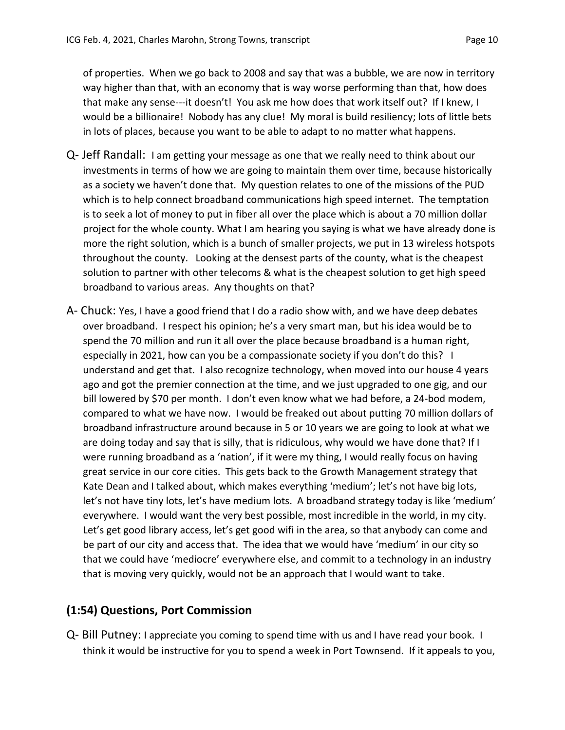of properties. When we go back to 2008 and say that was a bubble, we are now in territory way higher than that, with an economy that is way worse performing than that, how does that make any sense---it doesn't! You ask me how does that work itself out? If I knew, I would be a billionaire! Nobody has any clue! My moral is build resiliency; lots of little bets in lots of places, because you want to be able to adapt to no matter what happens.

Q- Jeff Randall: I am getting your message as one that we really need to think about our investments in terms of how we are going to maintain them over time, because historically as a society we haven't done that. My question relates to one of the missions of the PUD which is to help connect broadband communications high speed internet. The temptation is to seek a lot of money to put in fiber all over the place which is about a 70 million dollar project for the whole county. What I am hearing you saying is what we have already done is more the right solution, which is a bunch of smaller projects, we put in 13 wireless hotspots throughout the county. Looking at the densest parts of the county, what is the cheapest solution to partner with other telecoms & what is the cheapest solution to get high speed broadband to various areas. Any thoughts on that?

A- Chuck: Yes, I have a good friend that I do a radio show with, and we have deep debates over broadband. I respect his opinion; he's a very smart man, but his idea would be to spend the 70 million and run it all over the place because broadband is a human right, especially in 2021, how can you be a compassionate society if you don't do this? I understand and get that. I also recognize technology, when moved into our house 4 years ago and got the premier connection at the time, and we just upgraded to one gig, and our bill lowered by $70 per month. I don't even know what we had before, a 24-bod modem, compared to what we have now. I would be freaked out about putting 70 million dollars of broadband infrastructure around because in 5 or 10 years we are going to look at what we are doing today and say that is silly, that is ridiculous, why would we have done that? If I were running broadband as a 'nation', if it were my thing, I would really focus on having great service in our core cities. This gets back to the Growth Management strategy that Kate Dean and I talked about, which makes everything 'medium'; let's not have big lots, let's not have tiny lots, let's have medium lots. A broadband strategy today is like 'medium' everywhere. I would want the very best possible, most incredible in the world, in my city. Let's get good library access, let's get good wifi in the area, so that anybody can come and be part of our city and access that. The idea that we would have 'medium' in our city so that we could have 'mediocre' everywhere else, and commit to a technology in an industry that is moving very quickly, would not be an approach that I would want to take.

## (1:54) Questions, Port Commission

Q- Bill Putney: I appreciate you coming to spend time with us and I have read your book. I think it would be instructive for you to spend a week in Port Townsend. If it appeals to you,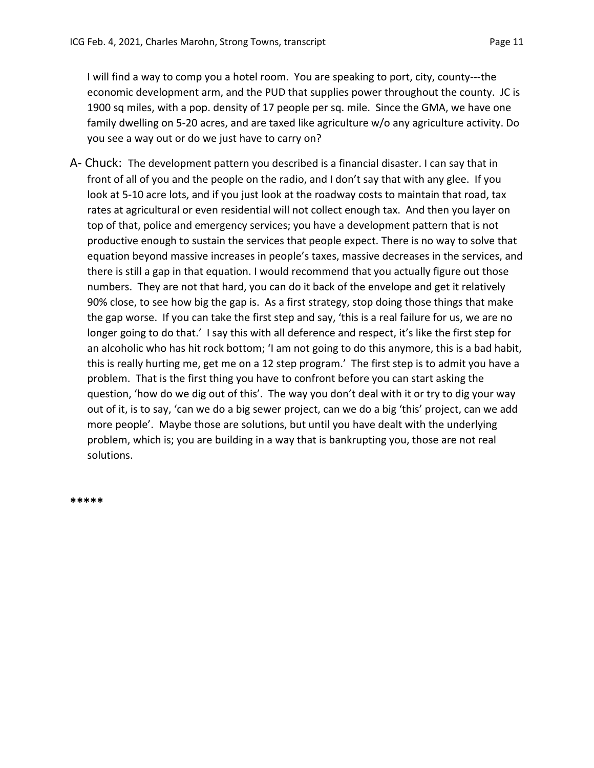I will find a way to comp you a hotel room. You are speaking to port, city, county---the economic development arm, and the PUD that supplies power throughout the county. JC is 1900 sq miles, with a pop. density of 17 people per sq. mile. Since the GMA, we have one family dwelling on 5-20 acres, and are taxed like agriculture w/o any agriculture activity. Do you see a way out or do we just have to carry on?

A- Chuck: The development pattern you described is a financial disaster. I can say that in front of all of you and the people on the radio, and I don't say that with any glee. If you look at 5-10 acre lots, and if you just look at the roadway costs to maintain that road, tax rates at agricultural or even residential will not collect enough tax. And then you layer on top of that, police and emergency services; you have a development pattern that is not productive enough to sustain the services that people expect. There is no way to solve that equation beyond massive increases in people's taxes, massive decreases in the services, and there is still a gap in that equation. I would recommend that you actually figure out those numbers. They are not that hard, you can do it back of the envelope and get it relatively 90% close, to see how big the gap is. As a first strategy, stop doing those things that make the gap worse. If you can take the first step and say, 'this is a real failure for us, we are no longer going to do that.' I say this with all deference and respect, it's like the first step for an alcoholic who has hit rock bottom; 'I am not going to do this anymore, this is a bad habit, this is really hurting me, get me on a 12 step program.' The first step is to admit you have a problem. That is the first thing you have to confront before you can start asking the question, 'how do we dig out of this'. The way you don't deal with it or try to dig your way out of it, is to say, 'can we do a big sewer project, can we do a big 'this' project, can we add more people'. Maybe those are solutions, but until you have dealt with the underlying problem, which is; you are building in a way that is bankrupting you, those are not real solutions.

**\*\*\*\*\***